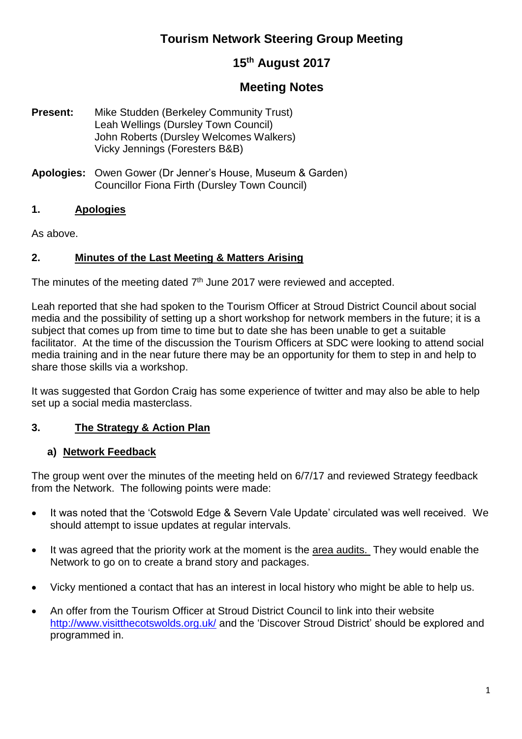# Tourism Network Steering Group Meeting

## 15th August 2017

## Meeting Notes

**Present:** Mike Studden (Berkeley Community Trust)
Leah Wellings (Dursley Town Council)
John Roberts (Dursley Welcomes Walkers)
Vicky Jennings (Foresters B&B)

**Apologies:** Owen Gower (Dr Jenner's House, Museum & Garden)
Councillor Fiona Firth (Dursley Town Council)

### 1. Apologies

As above.

### 2. Minutes of the Last Meeting & Matters Arising

The minutes of the meeting dated 7th June 2017 were reviewed and accepted.

Leah reported that she had spoken to the Tourism Officer at Stroud District Council about social media and the possibility of setting up a short workshop for network members in the future; it is a subject that comes up from time to time but to date she has been unable to get a suitable facilitator. At the time of the discussion the Tourism Officers at SDC were looking to attend social media training and in the near future there may be an opportunity for them to step in and help to share those skills via a workshop.

It was suggested that Gordon Craig has some experience of twitter and may also be able to help set up a social media masterclass.

### 3. The Strategy & Action Plan

#### a) Network Feedback

The group went over the minutes of the meeting held on 6/7/17 and reviewed Strategy feedback from the Network. The following points were made:

- It was noted that the 'Cotswold Edge & Severn Vale Update' circulated was well received. We should attempt to issue updates at regular intervals.
- It was agreed that the priority work at the moment is the area audits. They would enable the Network to go on to create a brand story and packages.
- Vicky mentioned a contact that has an interest in local history who might be able to help us.
- An offer from the Tourism Officer at Stroud District Council to link into their website http://www.visitthecotswolds.org.uk/ and the 'Discover Stroud District' should be explored and programmed in.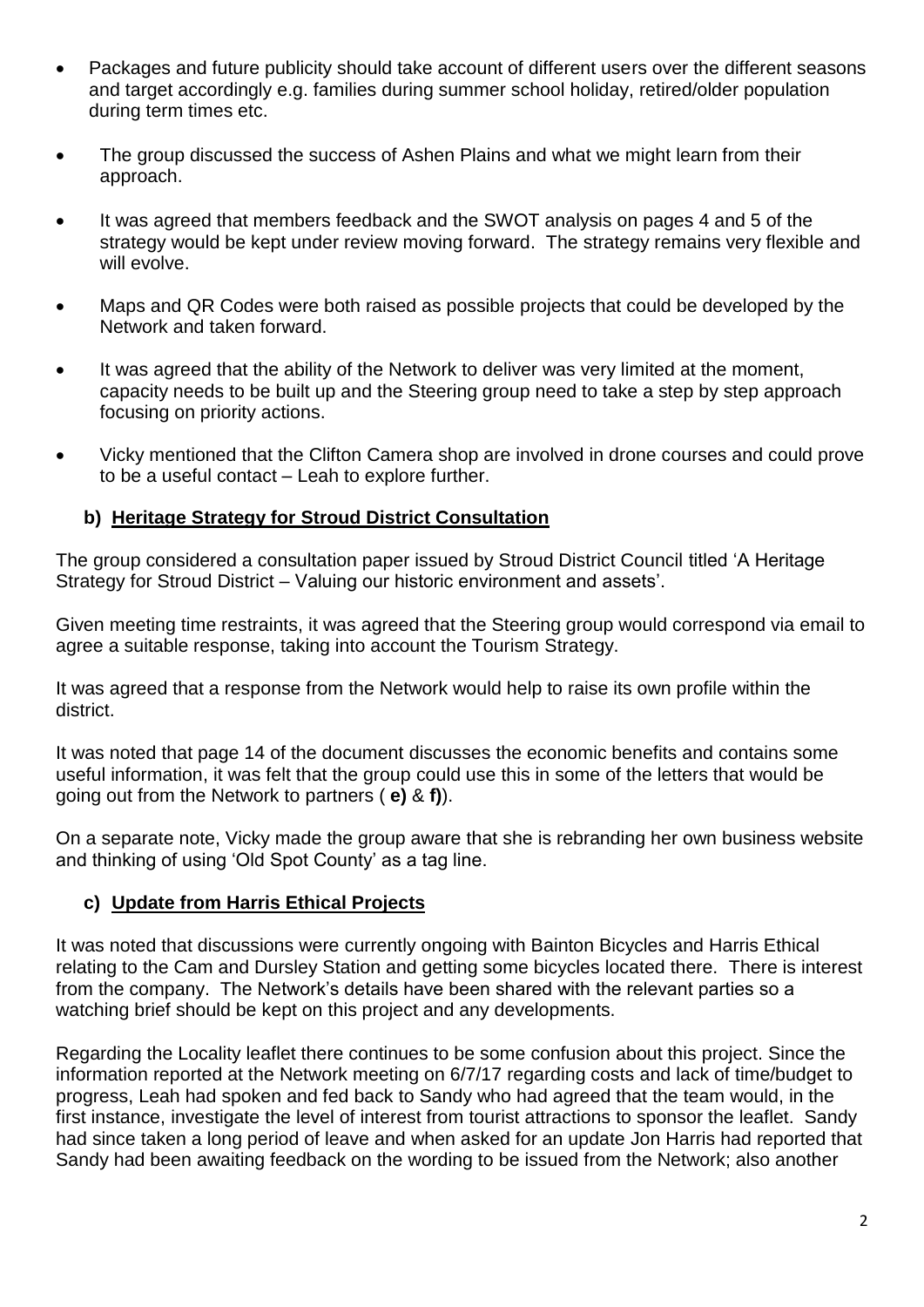- Packages and future publicity should take account of different users over the different seasons and target accordingly e.g. families during summer school holiday, retired/older population during term times etc.
- The group discussed the success of Ashen Plains and what we might learn from their approach.
- It was agreed that members feedback and the SWOT analysis on pages 4 and 5 of the strategy would be kept under review moving forward. The strategy remains very flexible and will evolve.
- Maps and QR Codes were both raised as possible projects that could be developed by the Network and taken forward.
- It was agreed that the ability of the Network to deliver was very limited at the moment, capacity needs to be built up and the Steering group need to take a step by step approach focusing on priority actions.
- Vicky mentioned that the Clifton Camera shop are involved in drone courses and could prove to be a useful contact – Leah to explore further.

**b) Heritage Strategy for Stroud District Consultation**

The group considered a consultation paper issued by Stroud District Council titled 'A Heritage Strategy for Stroud District – Valuing our historic environment and assets'.

Given meeting time restraints, it was agreed that the Steering group would correspond via email to agree a suitable response, taking into account the Tourism Strategy.

It was agreed that a response from the Network would help to raise its own profile within the district.

It was noted that page 14 of the document discusses the economic benefits and contains some useful information, it was felt that the group could use this in some of the letters that would be going out from the Network to partners ( **e)** & **f)**).

On a separate note, Vicky made the group aware that she is rebranding her own business website and thinking of using 'Old Spot County' as a tag line.

**c) Update from Harris Ethical Projects**

It was noted that discussions were currently ongoing with Bainton Bicycles and Harris Ethical relating to the Cam and Dursley Station and getting some bicycles located there. There is interest from the company. The Network's details have been shared with the relevant parties so a watching brief should be kept on this project and any developments.

Regarding the Locality leaflet there continues to be some confusion about this project. Since the information reported at the Network meeting on 6/7/17 regarding costs and lack of time/budget to progress, Leah had spoken and fed back to Sandy who had agreed that the team would, in the first instance, investigate the level of interest from tourist attractions to sponsor the leaflet. Sandy had since taken a long period of leave and when asked for an update Jon Harris had reported that Sandy had been awaiting feedback on the wording to be issued from the Network; also another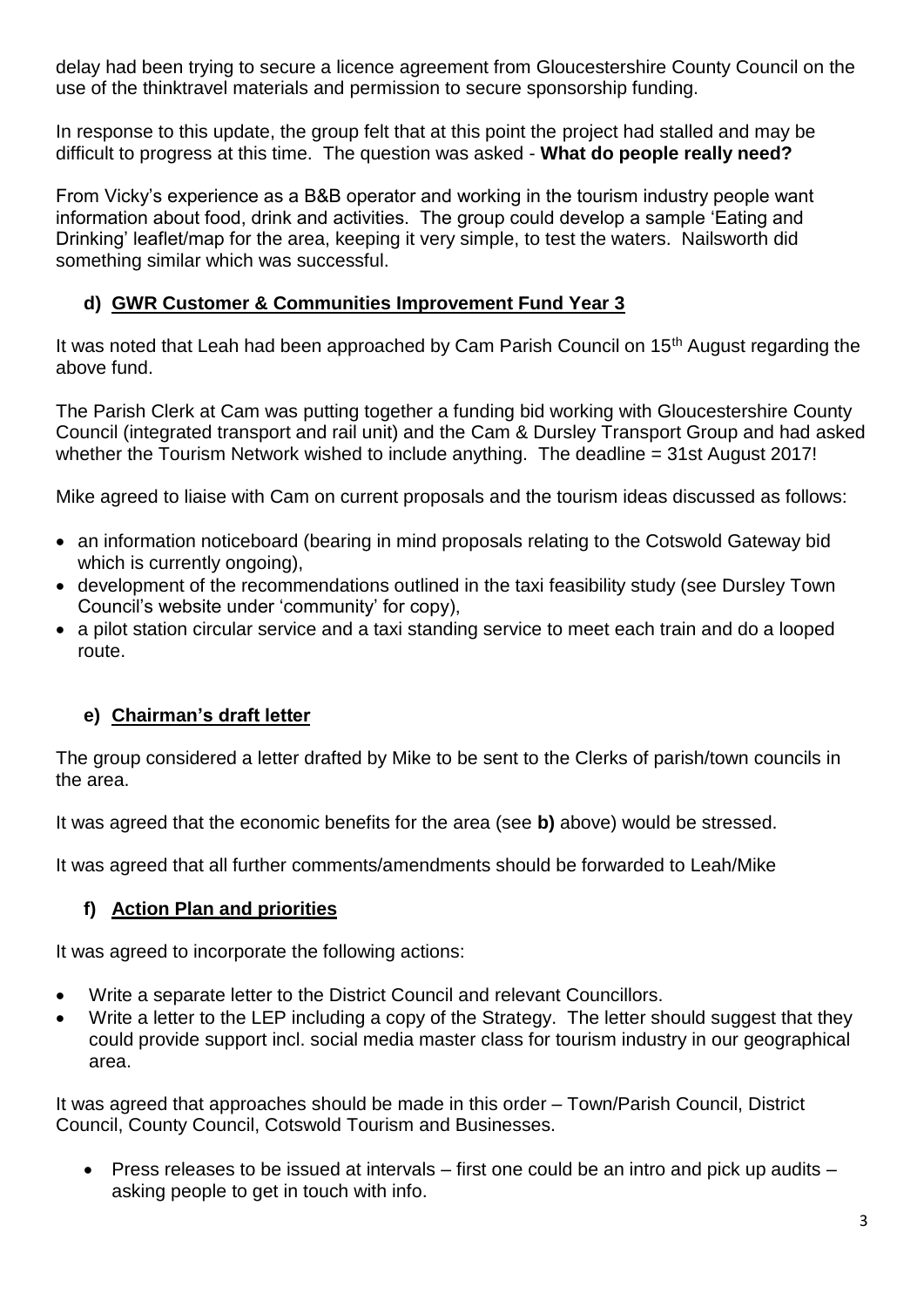delay had been trying to secure a licence agreement from Gloucestershire County Council on the use of the thinktravel materials and permission to secure sponsorship funding.

In response to this update, the group felt that at this point the project had stalled and may be difficult to progress at this time. The question was asked - **What do people really need?**

From Vicky's experience as a B&B operator and working in the tourism industry people want information about food, drink and activities. The group could develop a sample 'Eating and Drinking' leaflet/map for the area, keeping it very simple, to test the waters. Nailsworth did something similar which was successful.

### d) GWR Customer & Communities Improvement Fund Year 3

It was noted that Leah had been approached by Cam Parish Council on 15th August regarding the above fund.

The Parish Clerk at Cam was putting together a funding bid working with Gloucestershire County Council (integrated transport and rail unit) and the Cam & Dursley Transport Group and had asked whether the Tourism Network wished to include anything. The deadline = 31st August 2017!

Mike agreed to liaise with Cam on current proposals and the tourism ideas discussed as follows:

- an information noticeboard (bearing in mind proposals relating to the Cotswold Gateway bid which is currently ongoing),
- development of the recommendations outlined in the taxi feasibility study (see Dursley Town Council's website under 'community' for copy),
- a pilot station circular service and a taxi standing service to meet each train and do a looped route.

### e) Chairman's draft letter

The group considered a letter drafted by Mike to be sent to the Clerks of parish/town councils in the area.

It was agreed that the economic benefits for the area (see **b)** above) would be stressed.

It was agreed that all further comments/amendments should be forwarded to Leah/Mike

### f) Action Plan and priorities

It was agreed to incorporate the following actions:

- Write a separate letter to the District Council and relevant Councillors.
- Write a letter to the LEP including a copy of the Strategy. The letter should suggest that they could provide support incl. social media master class for tourism industry in our geographical area.

It was agreed that approaches should be made in this order – Town/Parish Council, District Council, County Council, Cotswold Tourism and Businesses.

- Press releases to be issued at intervals – first one could be an intro and pick up audits – asking people to get in touch with info.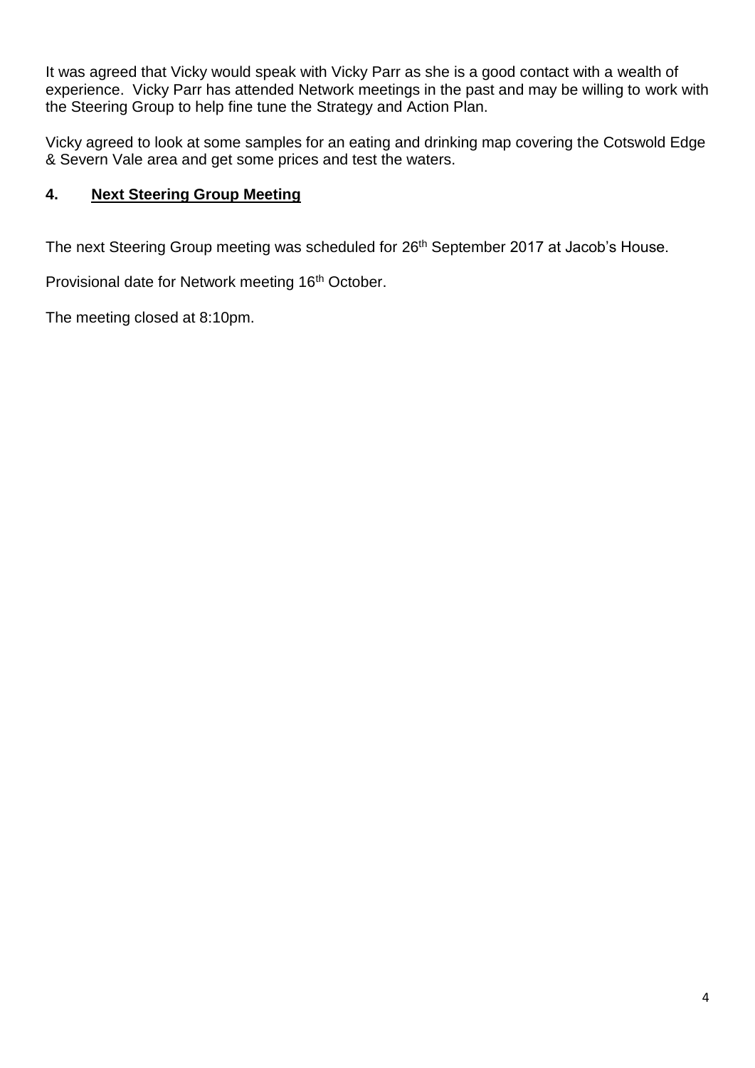It was agreed that Vicky would speak with Vicky Parr as she is a good contact with a wealth of experience. Vicky Parr has attended Network meetings in the past and may be willing to work with the Steering Group to help fine tune the Strategy and Action Plan.

Vicky agreed to look at some samples for an eating and drinking map covering the Cotswold Edge & Severn Vale area and get some prices and test the waters.

## 4. Next Steering Group Meeting

The next Steering Group meeting was scheduled for 26th September 2017 at Jacob's House.

Provisional date for Network meeting 16th October.

The meeting closed at 8:10pm.